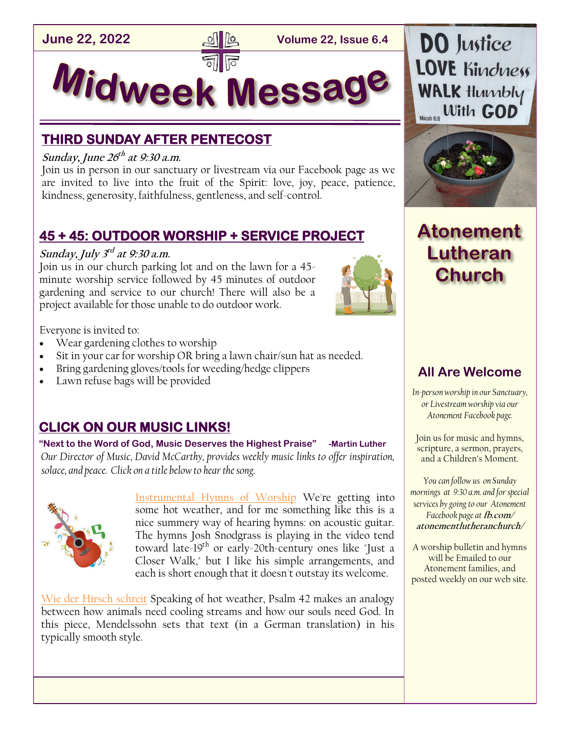June 22, 2022 Volume 22, Issue 6.4

# Midweek Message

## THIRD SUNDAY AFTER PENTECOST

***Sunday, June 26th at 9:30 a.m.***

Join us in person in our sanctuary or livestream via our Facebook page as we are invited to live into the fruit of the Spirit: love, joy, peace, patience, kindness, generosity, faithfulness, gentleness, and self-control.

## 45 + 45: OUTDOOR WORSHIP + SERVICE PROJECT

***Sunday, July 3rd at 9:30 a.m.***

Join us in our church parking lot and on the lawn for a 45-minute worship service followed by 45 minutes of outdoor gardening and service to our church! There will also be a project available for those unable to do outdoor work.

Everyone is invited to:

- Wear gardening clothes to worship
- Sit in your car for worship OR bring a lawn chair/sun hat as needed.
- Bring gardening gloves/tools for weeding/hedge clippers
- Lawn refuse bags will be provided

## CLICK ON OUR MUSIC LINKS!

**"Next to the Word of God, Music Deserves the Highest Praise" -Martin Luther**

*Our Director of Music, David McCarthy, provides weekly music links to offer inspiration, solace, and peace. Click on a title below to hear the song.*

Instrumental Hymns of Worship We're getting into some hot weather, and for me something like this is a nice summery way of hearing hymns: on acoustic guitar. The hymns Josh Snodgrass is playing in the video tend toward late-19th or early-20th-century ones like "Just a Closer Walk," but I like his simple arrangements, and each is short enough that it doesn't outstay its welcome.

Wie der Hirsch schreit Speaking of hot weather, Psalm 42 makes an analogy between how animals need cooling streams and how our souls need God. In this piece, Mendelssohn sets that text (in a German translation) in his typically smooth style.

DO Justice LOVE Kindness WALK Humbly With GOD
Micah 6:8

# Atonement Lutheran Church

## All Are Welcome

*In-person worship in our Sanctuary, or Livestream worship via our Atonement Facebook page.*

Join us for music and hymns, scripture, a sermon, prayers, and a Children's Moment.

*You can follow us on Sunday mornings at 9:30 a.m. and for special services by going to our Atonement Facebook page at* ***fb.com/atonementlutheranchurch/***

A worship bulletin and hymns will be Emailed to our Atonement families, and posted weekly on our web site.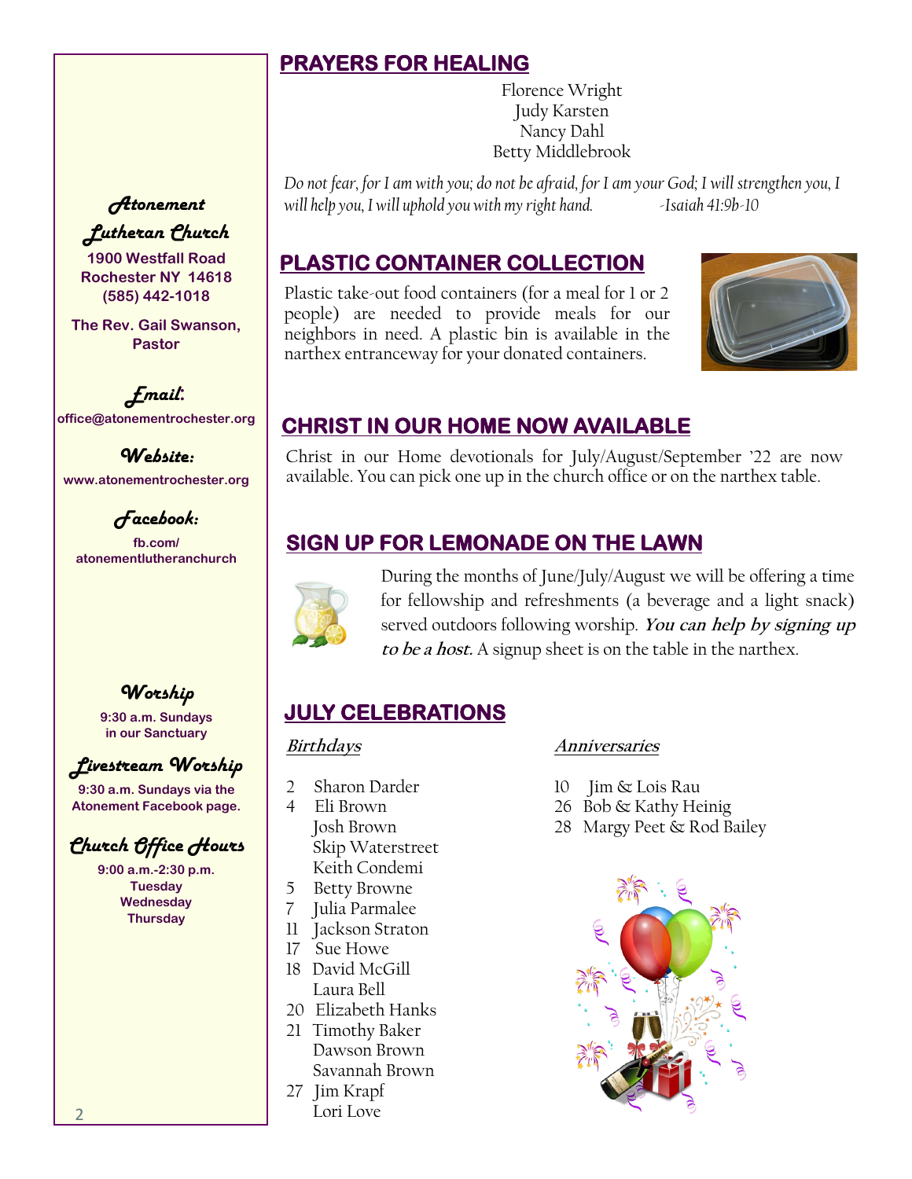**Atonement Lutheran Church**

**1900 Westfall Road**
**Rochester NY 14618**
**(585) 442-1018**

**The Rev. Gail Swanson, Pastor**

**Email:**
**office@atonementrochester.org**

**Website:**
**www.atonementrochester.org**

**Facebook:**
**fb.com/ atonementlutheranchurch**

**Worship**
**9:30 a.m. Sundays in our Sanctuary**

**Livestream Worship**
**9:30 a.m. Sundays via the Atonement Facebook page.**

**Church Office Hours**
**9:00 a.m.-2:30 p.m.**
**Tuesday**
**Wednesday**
**Thursday**

## PRAYERS FOR HEALING

Florence Wright
Judy Karsten
Nancy Dahl
Betty Middlebrook

*Do not fear, for I am with you; do not be afraid, for I am your God; I will strengthen you, I will help you, I will uphold you with my right hand.* -*Isaiah 41:9b-10*

## PLASTIC CONTAINER COLLECTION

Plastic take-out food containers (for a meal for 1 or 2 people) are needed to provide meals for our neighbors in need. A plastic bin is available in the narthex entranceway for your donated containers.

## CHRIST IN OUR HOME NOW AVAILABLE

Christ in our Home devotionals for July/August/September '22 are now available. You can pick one up in the church office or on the narthex table.

## SIGN UP FOR LEMONADE ON THE LAWN

During the months of June/July/August we will be offering a time for fellowship and refreshments (a beverage and a light snack) served outdoors following worship. ***You can help by signing up to be a host.*** A signup sheet is on the table in the narthex.

## JULY CELEBRATIONS

***Birthdays***

2 Sharon Darder
4 Eli Brown
Josh Brown
Skip Waterstreet
Keith Condemi
5 Betty Browne
7 Julia Parmalee
11 Jackson Straton
17 Sue Howe
18 David McGill
Laura Bell
20 Elizabeth Hanks
21 Timothy Baker
Dawson Brown
Savannah Brown
27 Jim Krapf
Lori Love

***Anniversaries***

10 Jim & Lois Rau
26 Bob & Kathy Heinig
28 Margy Peet & Rod Bailey